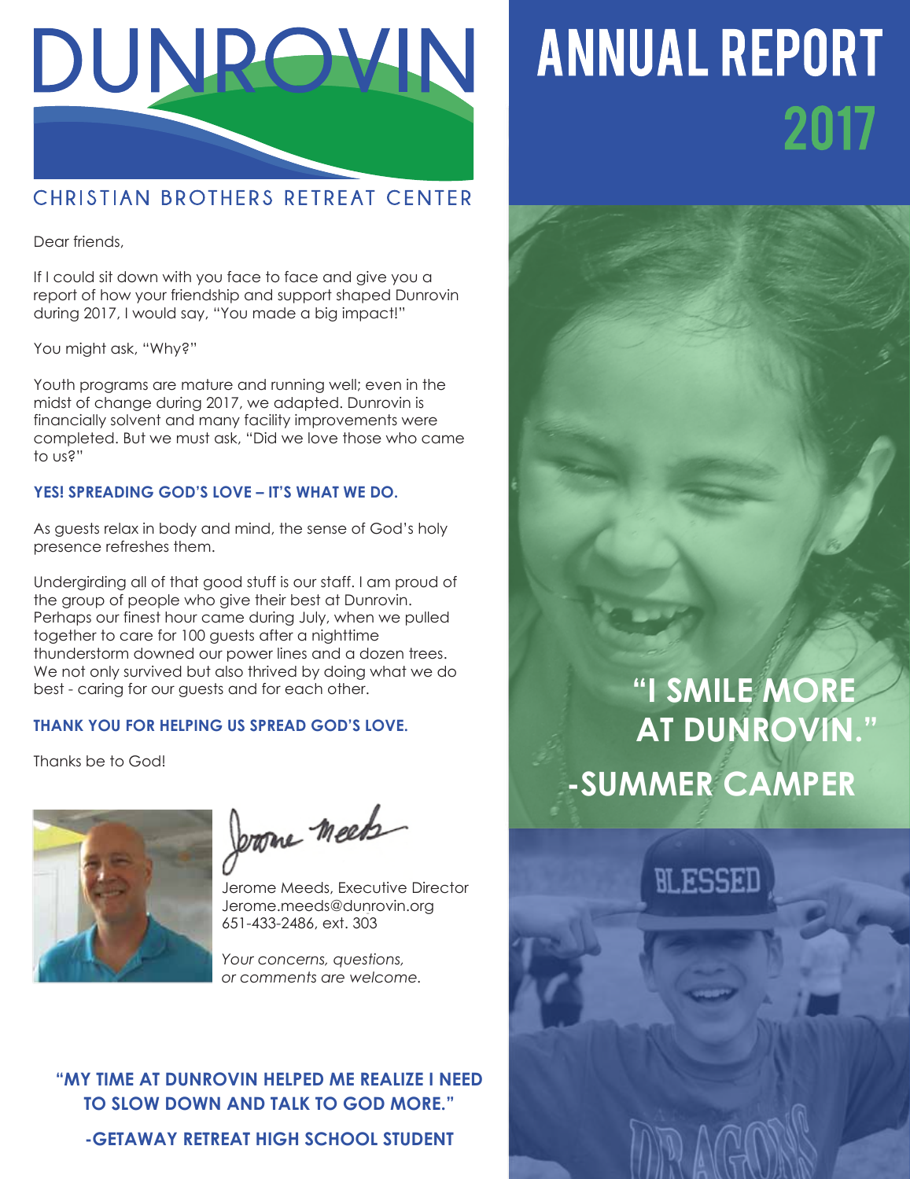# DUNROVIN

CHRISTIAN BROTHERS RETREAT CENTER

# ANNUAL REPORT 2017

Dear friends,

If I could sit down with you face to face and give you a report of how your friendship and support shaped Dunrovin during 2017, I would say, "You made a big impact!"

You might ask, "Why?"

Youth programs are mature and running well; even in the midst of change during 2017, we adapted. Dunrovin is financially solvent and many facility improvements were completed. But we must ask, "Did we love those who came to us?"

**YES! SPREADING GOD'S LOVE – IT'S WHAT WE DO.**

As guests relax in body and mind, the sense of God's holy presence refreshes them.

Undergirding all of that good stuff is our staff. I am proud of the group of people who give their best at Dunrovin. Perhaps our finest hour came during July, when we pulled together to care for 100 guests after a nighttime thunderstorm downed our power lines and a dozen trees. We not only survived but also thrived by doing what we do best - caring for our guests and for each other.

**THANK YOU FOR HELPING US SPREAD GOD'S LOVE.**

Thanks be to God!

Jerome Meeds

Jerome Meeds, Executive Director
Jerome.meeds@dunrovin.org
651-433-2486, ext. 303

*Your concerns, questions, or comments are welcome.*

**"I SMILE MORE AT DUNROVIN."**
**-SUMMER CAMPER**

**"MY TIME AT DUNROVIN HELPED ME REALIZE I NEED TO SLOW DOWN AND TALK TO GOD MORE."**

**-GETAWAY RETREAT HIGH SCHOOL STUDENT**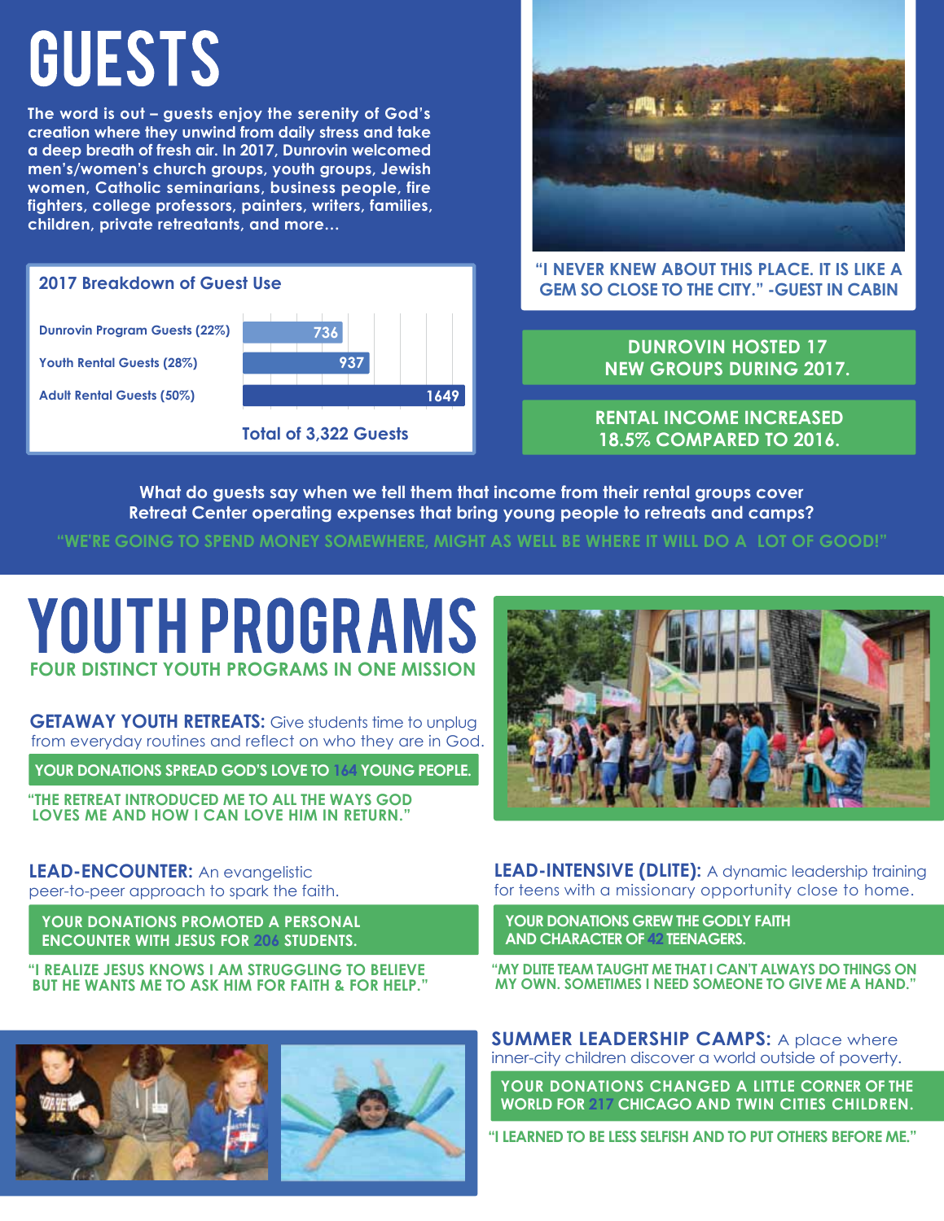# GUESTS

The word is out – guests enjoy the serenity of God's creation where they unwind from daily stress and take a deep breath of fresh air. In 2017, Dunrovin welcomed men's/women's church groups, youth groups, Jewish women, Catholic seminarians, business people, fire fighters, college professors, painters, writers, families, children, private retreatants, and more…

**2017 Breakdown of Guest Use**

| Category | Guests |
|---|---|
| Dunrovin Program Guests (22%) | 736 |
| Youth Rental Guests (28%) | 937 |
| Adult Rental Guests (50%) | 1649 |

**Total of 3,322 Guests**

"I NEVER KNEW ABOUT THIS PLACE. IT IS LIKE A GEM SO CLOSE TO THE CITY." -GUEST IN CABIN

**DUNROVIN HOSTED 17 NEW GROUPS DURING 2017.**

**RENTAL INCOME INCREASED 18.5% COMPARED TO 2016.**

**What do guests say when we tell them that income from their rental groups cover Retreat Center operating expenses that bring young people to retreats and camps?**

"WE'RE GOING TO SPEND MONEY SOMEWHERE, MIGHT AS WELL BE WHERE IT WILL DO A LOT OF GOOD!"

# YOUTH PROGRAMS

## FOUR DISTINCT YOUTH PROGRAMS IN ONE MISSION

**GETAWAY YOUTH RETREATS:** Give students time to unplug from everyday routines and reflect on who they are in God.

**YOUR DONATIONS SPREAD GOD'S LOVE TO 164 YOUNG PEOPLE.**

"THE RETREAT INTRODUCED ME TO ALL THE WAYS GOD LOVES ME AND HOW I CAN LOVE HIM IN RETURN."

**LEAD-ENCOUNTER:** An evangelistic peer-to-peer approach to spark the faith.

**YOUR DONATIONS PROMOTED A PERSONAL ENCOUNTER WITH JESUS FOR 206 STUDENTS.**

"I REALIZE JESUS KNOWS I AM STRUGGLING TO BELIEVE BUT HE WANTS ME TO ASK HIM FOR FAITH & FOR HELP."

**LEAD-INTENSIVE (DLITE):** A dynamic leadership training for teens with a missionary opportunity close to home.

**YOUR DONATIONS GREW THE GODLY FAITH AND CHARACTER OF 42 TEENAGERS.**

"MY DLITE TEAM TAUGHT ME THAT I CAN'T ALWAYS DO THINGS ON MY OWN. SOMETIMES I NEED SOMEONE TO GIVE ME A HAND."

**SUMMER LEADERSHIP CAMPS:** A place where inner-city children discover a world outside of poverty.

**YOUR DONATIONS CHANGED A LITTLE CORNER OF THE WORLD FOR 217 CHICAGO AND TWIN CITIES CHILDREN.**

"I LEARNED TO BE LESS SELFISH AND TO PUT OTHERS BEFORE ME."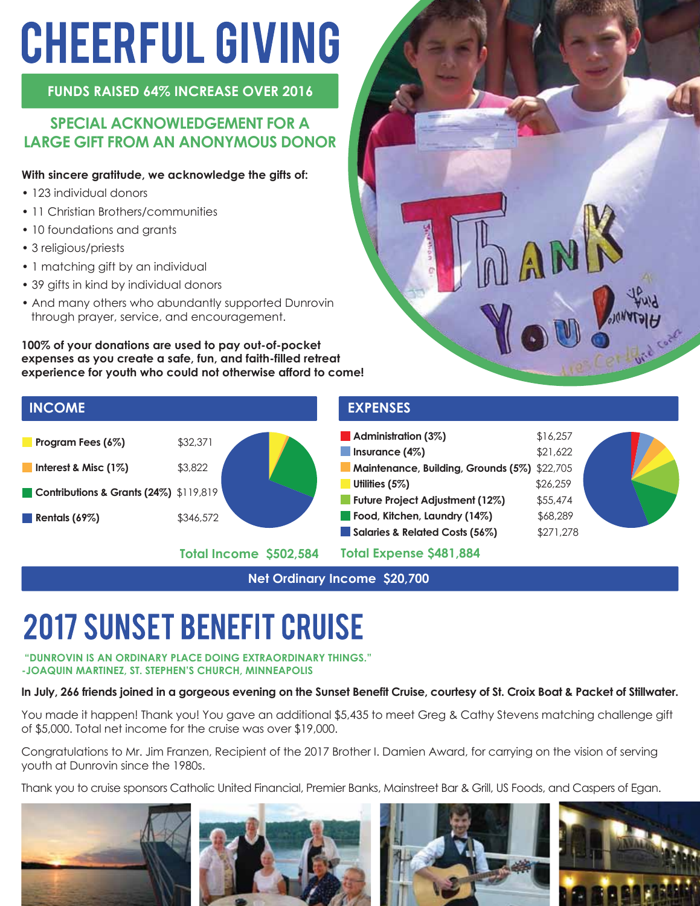# CHEERFUL GIVING

**FUNDS RAISED 64% INCREASE OVER 2016**

## SPECIAL ACKNOWLEDGEMENT FOR A LARGE GIFT FROM AN ANONYMOUS DONOR

**With sincere gratitude, we acknowledge the gifts of:**

- 123 individual donors
- 11 Christian Brothers/communities
- 10 foundations and grants
- 3 religious/priests
- 1 matching gift by an individual
- 39 gifts in kind by individual donors
- And many others who abundantly supported Dunrovin through prayer, service, and encouragement.

**100% of your donations are used to pay out-of-pocket expenses as you create a safe, fun, and faith-filled retreat experience for youth who could not otherwise afford to come!**

## INCOME

| Category | Amount |
|---|---|
| Program Fees (6%) | $32,371 |
| Interest & Misc (1%) | $3,822 |
| Contributions & Grants (24%) | $119,819 |
| Rentals (69%) | $346,572 |
| **Total Income** | **$502,584** |

## EXPENSES

| Category | Amount |
|---|---|
| Administration (3%) | $16,257 |
| Insurance (4%) | $21,622 |
| Maintenance, Building, Grounds (5%) | $22,705 |
| Utilities (5%) | $26,259 |
| Future Project Adjustment (12%) | $55,474 |
| Food, Kitchen, Laundry (14%) | $68,289 |
| Salaries & Related Costs (56%) | $271,278 |
| **Total Expense** | **$481,884** |

**Net Ordinary Income $20,700**

# 2017 SUNSET BENEFIT CRUISE

**"DUNROVIN IS AN ORDINARY PLACE DOING EXTRAORDINARY THINGS." -JOAQUIN MARTINEZ, ST. STEPHEN'S CHURCH, MINNEAPOLIS**

**In July, 266 friends joined in a gorgeous evening on the Sunset Benefit Cruise, courtesy of St. Croix Boat & Packet of Stillwater.**

You made it happen! Thank you! You gave an additional $5,435 to meet Greg & Cathy Stevens matching challenge gift of $5,000. Total net income for the cruise was over $19,000.

Congratulations to Mr. Jim Franzen, Recipient of the 2017 Brother I. Damien Award, for carrying on the vision of serving youth at Dunrovin since the 1980s.

Thank you to cruise sponsors Catholic United Financial, Premier Banks, Mainstreet Bar & Grill, US Foods, and Caspers of Egan.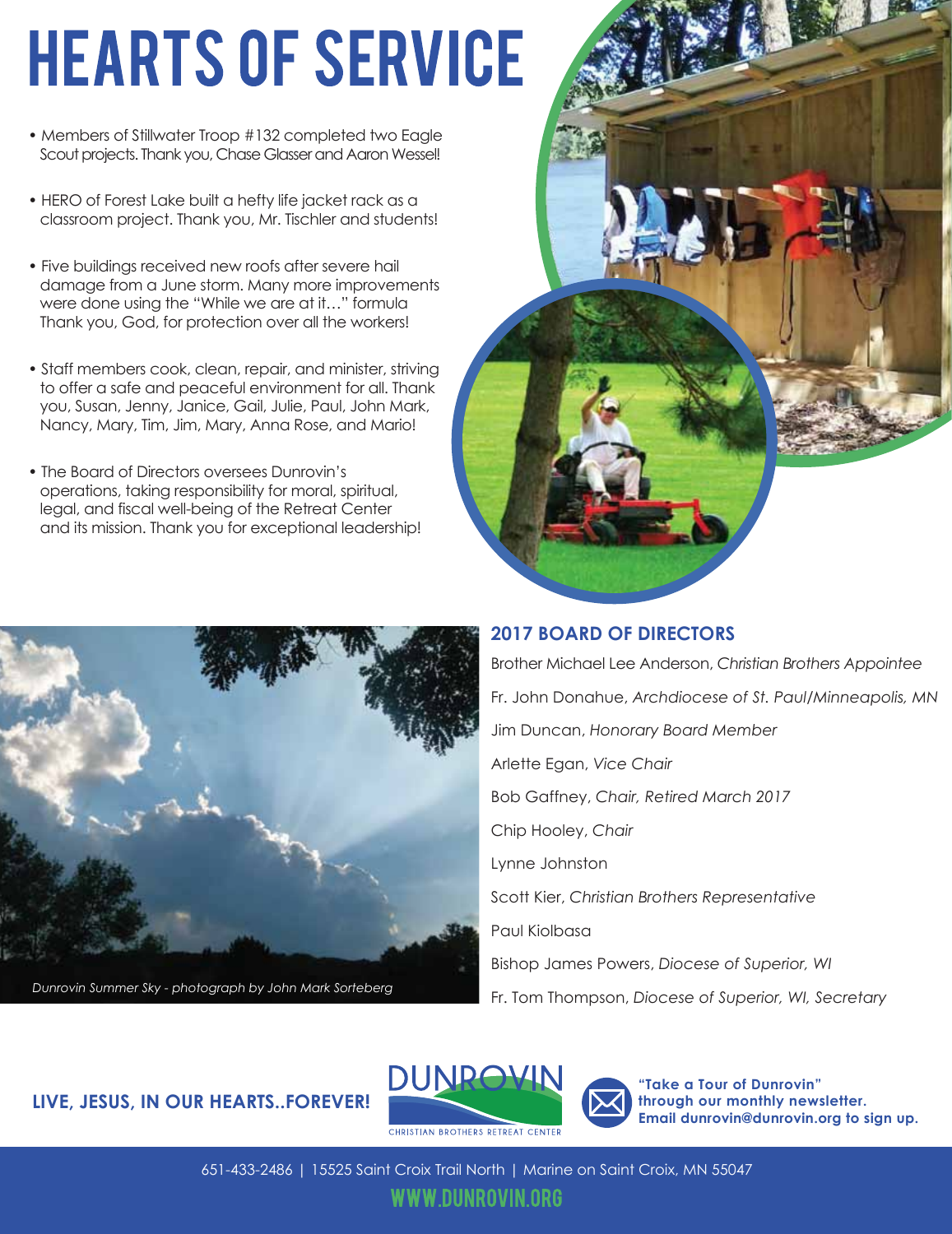# HEARTS OF SERVICE

- Members of Stillwater Troop #132 completed two Eagle Scout projects. Thank you, Chase Glasser and Aaron Wessel!
- HERO of Forest Lake built a hefty life jacket rack as a classroom project. Thank you, Mr. Tischler and students!
- Five buildings received new roofs after severe hail damage from a June storm. Many more improvements were done using the "While we are at it…" formula Thank you, God, for protection over all the workers!
- Staff members cook, clean, repair, and minister, striving to offer a safe and peaceful environment for all. Thank you, Susan, Jenny, Janice, Gail, Julie, Paul, John Mark, Nancy, Mary, Tim, Jim, Mary, Anna Rose, and Mario!
- The Board of Directors oversees Dunrovin's operations, taking responsibility for moral, spiritual, legal, and fiscal well-being of the Retreat Center and its mission. Thank you for exceptional leadership!

*Dunrovin Summer Sky - photograph by John Mark Sorteberg*

## 2017 BOARD OF DIRECTORS

Brother Michael Lee Anderson, *Christian Brothers Appointee*

Fr. John Donahue, *Archdiocese of St. Paul/Minneapolis, MN*

Jim Duncan, *Honorary Board Member*

Arlette Egan, *Vice Chair*

Bob Gaffney, *Chair, Retired March 2017*

Chip Hooley, *Chair*

Lynne Johnston

Scott Kier, *Christian Brothers Representative*

Paul Kiolbasa

Bishop James Powers, *Diocese of Superior, WI*

Fr. Tom Thompson, *Diocese of Superior, WI, Secretary*

**LIVE, JESUS, IN OUR HEARTS..FOREVER!**

DUNROVIN
CHRISTIAN BROTHERS RETREAT CENTER

**"Take a Tour of Dunrovin" through our monthly newsletter. Email dunrovin@dunrovin.org to sign up.**

651-433-2486 | 15525 Saint Croix Trail North | Marine on Saint Croix, MN 55047

WWW.DUNROVIN.ORG